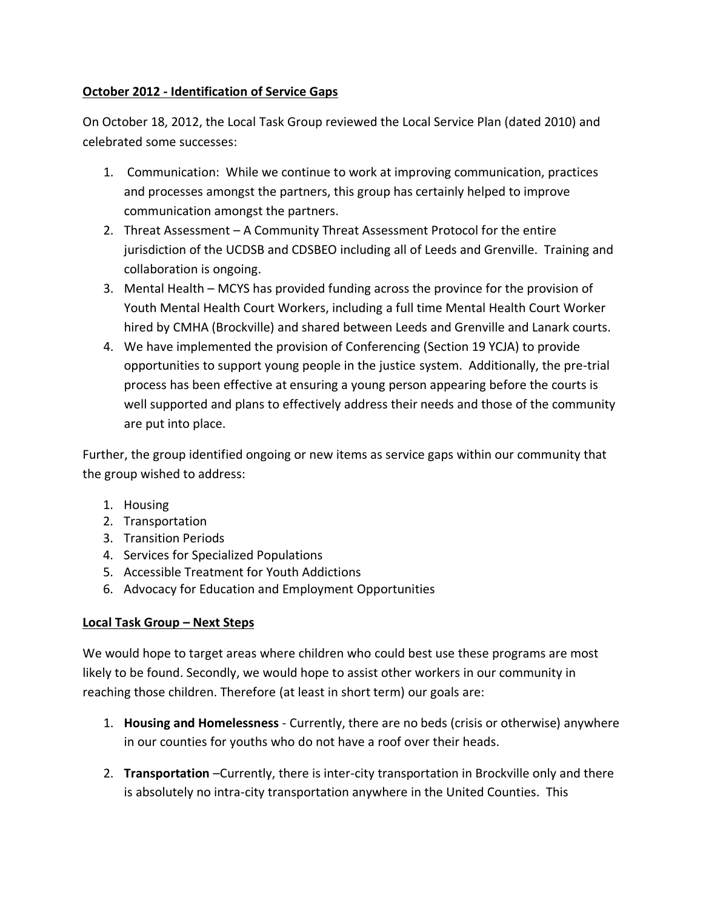**October 2012 - Identification of Service Gaps**

On October 18, 2012, the Local Task Group reviewed the Local Service Plan (dated 2010) and celebrated some successes:

1. Communication: While we continue to work at improving communication, practices and processes amongst the partners, this group has certainly helped to improve communication amongst the partners.
2. Threat Assessment – A Community Threat Assessment Protocol for the entire jurisdiction of the UCDSB and CDSBEO including all of Leeds and Grenville. Training and collaboration is ongoing.
3. Mental Health – MCYS has provided funding across the province for the provision of Youth Mental Health Court Workers, including a full time Mental Health Court Worker hired by CMHA (Brockville) and shared between Leeds and Grenville and Lanark courts.
4. We have implemented the provision of Conferencing (Section 19 YCJA) to provide opportunities to support young people in the justice system. Additionally, the pre-trial process has been effective at ensuring a young person appearing before the courts is well supported and plans to effectively address their needs and those of the community are put into place.

Further, the group identified ongoing or new items as service gaps within our community that the group wished to address:

1. Housing
2. Transportation
3. Transition Periods
4. Services for Specialized Populations
5. Accessible Treatment for Youth Addictions
6. Advocacy for Education and Employment Opportunities

**Local Task Group – Next Steps**

We would hope to target areas where children who could best use these programs are most likely to be found. Secondly, we would hope to assist other workers in our community in reaching those children. Therefore (at least in short term) our goals are:

1. **Housing and Homelessness** - Currently, there are no beds (crisis or otherwise) anywhere in our counties for youths who do not have a roof over their heads.

2. **Transportation** –Currently, there is inter-city transportation in Brockville only and there is absolutely no intra-city transportation anywhere in the United Counties. This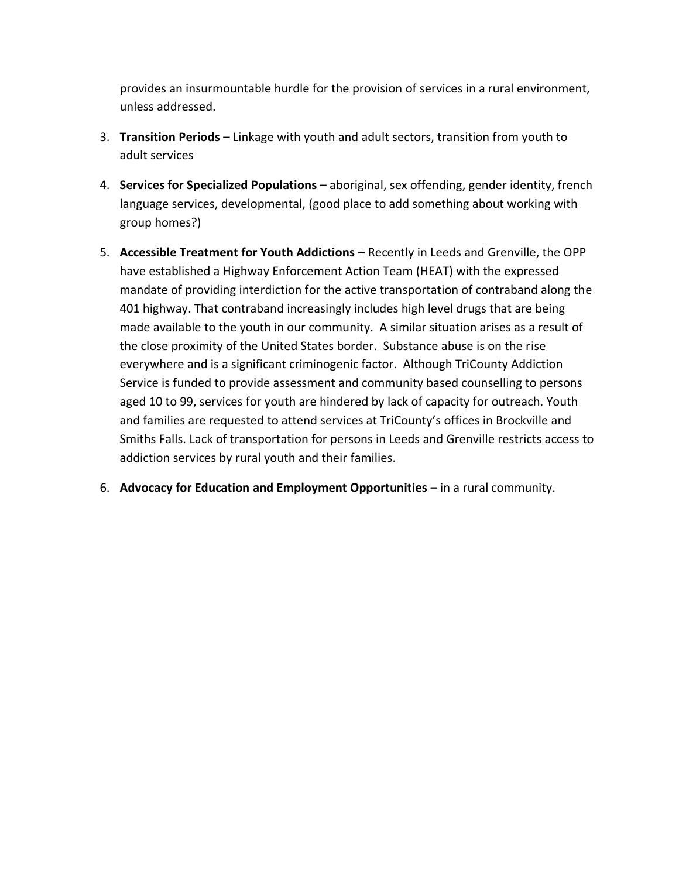provides an insurmountable hurdle for the provision of services in a rural environment, unless addressed.

3. **Transition Periods –** Linkage with youth and adult sectors, transition from youth to adult services

4. **Services for Specialized Populations –** aboriginal, sex offending, gender identity, french language services, developmental, (good place to add something about working with group homes?)

5. **Accessible Treatment for Youth Addictions –** Recently in Leeds and Grenville, the OPP have established a Highway Enforcement Action Team (HEAT) with the expressed mandate of providing interdiction for the active transportation of contraband along the 401 highway. That contraband increasingly includes high level drugs that are being made available to the youth in our community. A similar situation arises as a result of the close proximity of the United States border. Substance abuse is on the rise everywhere and is a significant criminogenic factor. Although TriCounty Addiction Service is funded to provide assessment and community based counselling to persons aged 10 to 99, services for youth are hindered by lack of capacity for outreach. Youth and families are requested to attend services at TriCounty's offices in Brockville and Smiths Falls. Lack of transportation for persons in Leeds and Grenville restricts access to addiction services by rural youth and their families.

6. **Advocacy for Education and Employment Opportunities –** in a rural community.